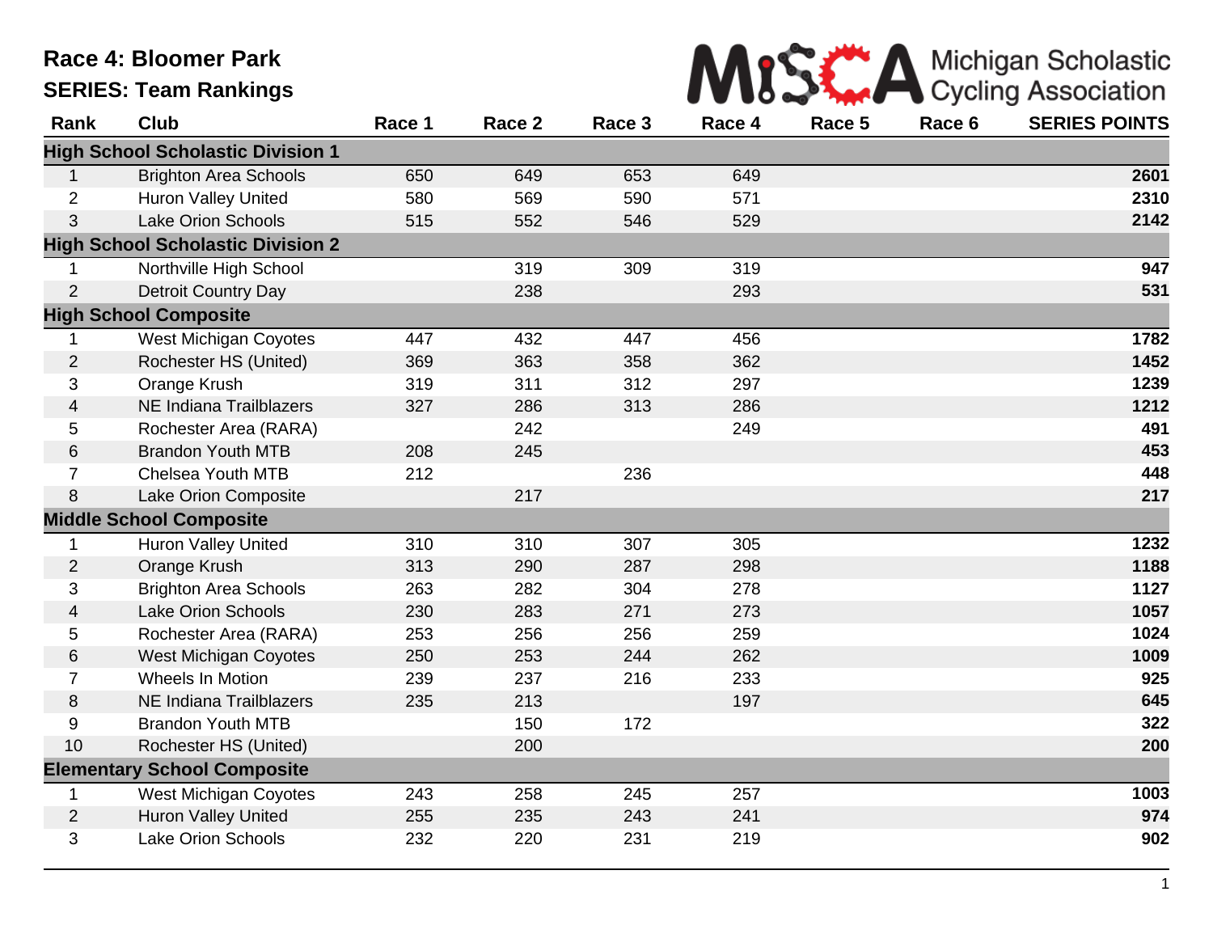# Race 4: Bloomer Park

## SERIES: Team Rankings

Michigan Scholastic Cycling Association

| Rank | Club | Race 1 | Race 2 | Race 3 | Race 4 | Race 5 | Race 6 | SERIES POINTS |
|---|---|---|---|---|---|---|---|---|
| **High School Scholastic Division 1** | | | | | | | | |
| 1 | Brighton Area Schools | 650 | 649 | 653 | 649 | | | **2601** |
| 2 | Huron Valley United | 580 | 569 | 590 | 571 | | | **2310** |
| 3 | Lake Orion Schools | 515 | 552 | 546 | 529 | | | **2142** |
| **High School Scholastic Division 2** | | | | | | | | |
| 1 | Northville High School | | 319 | 309 | 319 | | | **947** |
| 2 | Detroit Country Day | | 238 | | 293 | | | **531** |
| **High School Composite** | | | | | | | | |
| 1 | West Michigan Coyotes | 447 | 432 | 447 | 456 | | | **1782** |
| 2 | Rochester HS (United) | 369 | 363 | 358 | 362 | | | **1452** |
| 3 | Orange Krush | 319 | 311 | 312 | 297 | | | **1239** |
| 4 | NE Indiana Trailblazers | 327 | 286 | 313 | 286 | | | **1212** |
| 5 | Rochester Area (RARA) | | 242 | | 249 | | | **491** |
| 6 | Brandon Youth MTB | 208 | 245 | | | | | **453** |
| 7 | Chelsea Youth MTB | 212 | | 236 | | | | **448** |
| 8 | Lake Orion Composite | | 217 | | | | | **217** |
| **Middle School Composite** | | | | | | | | |
| 1 | Huron Valley United | 310 | 310 | 307 | 305 | | | **1232** |
| 2 | Orange Krush | 313 | 290 | 287 | 298 | | | **1188** |
| 3 | Brighton Area Schools | 263 | 282 | 304 | 278 | | | **1127** |
| 4 | Lake Orion Schools | 230 | 283 | 271 | 273 | | | **1057** |
| 5 | Rochester Area (RARA) | 253 | 256 | 256 | 259 | | | **1024** |
| 6 | West Michigan Coyotes | 250 | 253 | 244 | 262 | | | **1009** |
| 7 | Wheels In Motion | 239 | 237 | 216 | 233 | | | **925** |
| 8 | NE Indiana Trailblazers | 235 | 213 | | 197 | | | **645** |
| 9 | Brandon Youth MTB | | 150 | 172 | | | | **322** |
| 10 | Rochester HS (United) | | 200 | | | | | **200** |
| **Elementary School Composite** | | | | | | | | |
| 1 | West Michigan Coyotes | 243 | 258 | 245 | 257 | | | **1003** |
| 2 | Huron Valley United | 255 | 235 | 243 | 241 | | | **974** |
| 3 | Lake Orion Schools | 232 | 220 | 231 | 219 | | | **902** |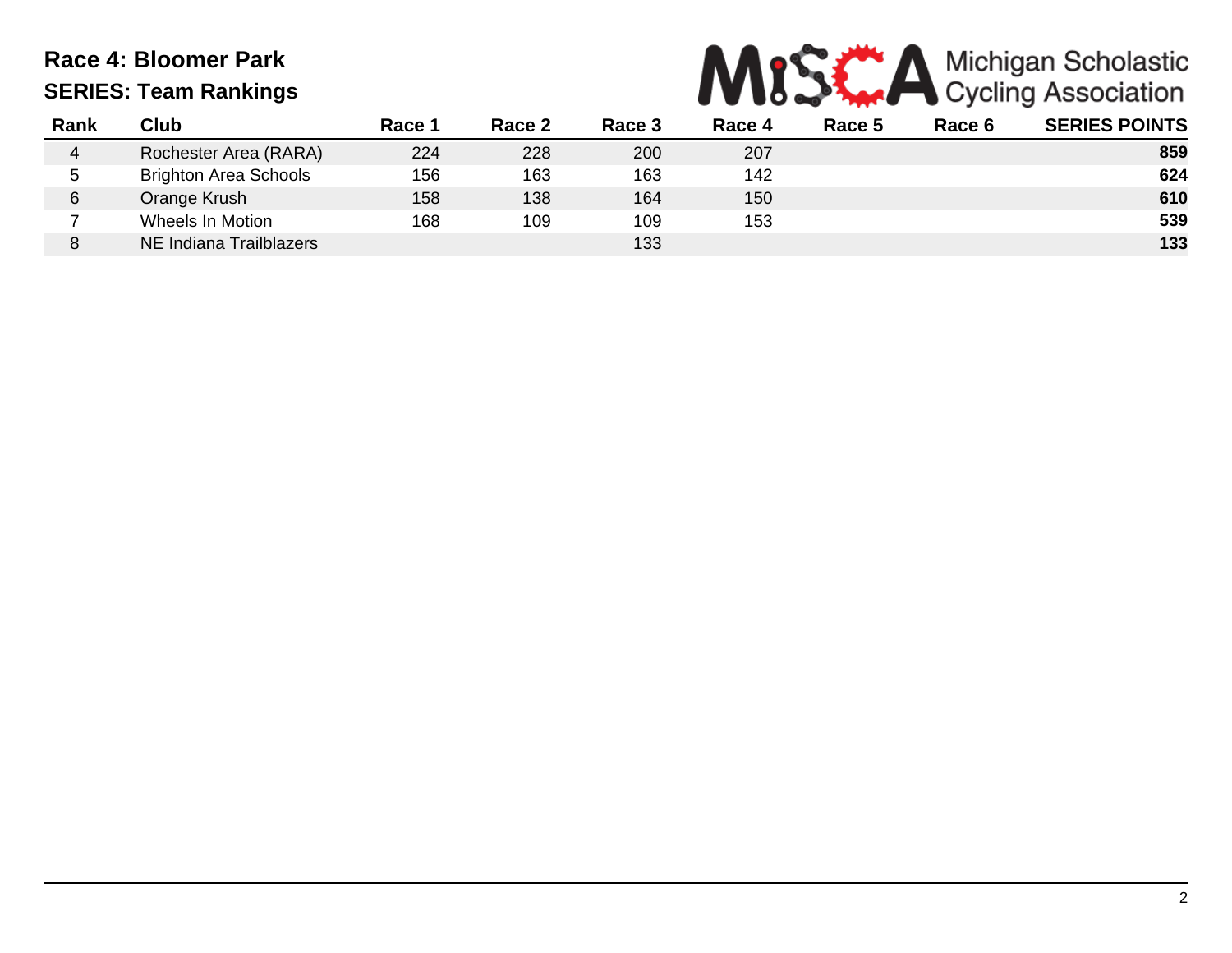## Race 4: Bloomer Park

## SERIES: Team Rankings

Michigan Scholastic Cycling Association

| Rank | Club | Race 1 | Race 2 | Race 3 | Race 4 | Race 5 | Race 6 | SERIES POINTS |
|---|---|---|---|---|---|---|---|---|
| 4 | Rochester Area (RARA) | 224 | 228 | 200 | 207 | | | **859** |
| 5 | Brighton Area Schools | 156 | 163 | 163 | 142 | | | **624** |
| 6 | Orange Krush | 158 | 138 | 164 | 150 | | | **610** |
| 7 | Wheels In Motion | 168 | 109 | 109 | 153 | | | **539** |
| 8 | NE Indiana Trailblazers | | | 133 | | | | **133** |